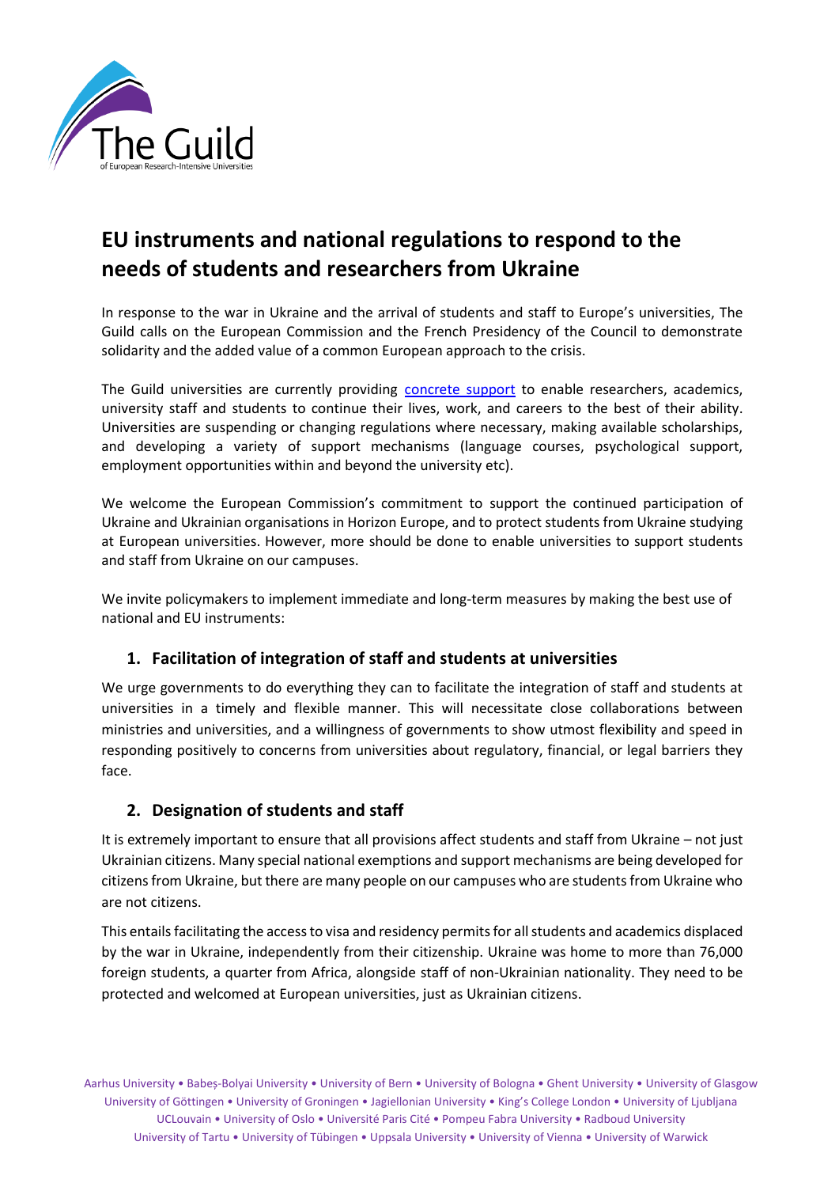# EU instruments and national regulations to respond to the needs of students and researchers from Ukraine

In response to the war in Ukraine and the arrival of students and staff to Europe's universities, The Guild calls on the European Commission and the French Presidency of the Council to demonstrate solidarity and the added value of a common European approach to the crisis.

The Guild universities are currently providing concrete support to enable researchers, academics, university staff and students to continue their lives, work, and careers to the best of their ability. Universities are suspending or changing regulations where necessary, making available scholarships, and developing a variety of support mechanisms (language courses, psychological support, employment opportunities within and beyond the university etc).

We welcome the European Commission's commitment to support the continued participation of Ukraine and Ukrainian organisations in Horizon Europe, and to protect students from Ukraine studying at European universities. However, more should be done to enable universities to support students and staff from Ukraine on our campuses.

We invite policymakers to implement immediate and long-term measures by making the best use of national and EU instruments:

## 1. Facilitation of integration of staff and students at universities

We urge governments to do everything they can to facilitate the integration of staff and students at universities in a timely and flexible manner. This will necessitate close collaborations between ministries and universities, and a willingness of governments to show utmost flexibility and speed in responding positively to concerns from universities about regulatory, financial, or legal barriers they face.

## 2. Designation of students and staff

It is extremely important to ensure that all provisions affect students and staff from Ukraine – not just Ukrainian citizens. Many special national exemptions and support mechanisms are being developed for citizens from Ukraine, but there are many people on our campuses who are students from Ukraine who are not citizens.

This entails facilitating the access to visa and residency permits for all students and academics displaced by the war in Ukraine, independently from their citizenship. Ukraine was home to more than 76,000 foreign students, a quarter from Africa, alongside staff of non-Ukrainian nationality. They need to be protected and welcomed at European universities, just as Ukrainian citizens.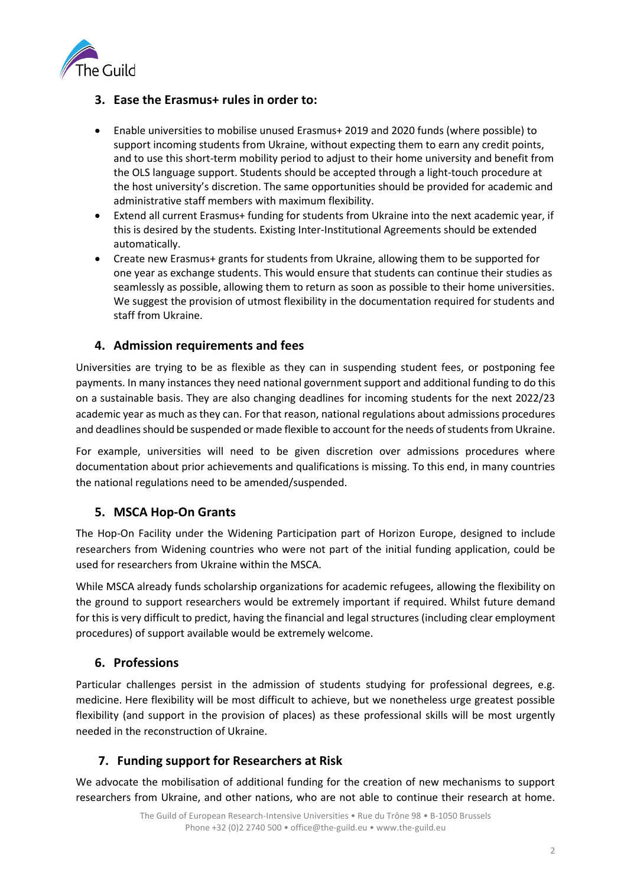## 3. Ease the Erasmus+ rules in order to:

- Enable universities to mobilise unused Erasmus+ 2019 and 2020 funds (where possible) to support incoming students from Ukraine, without expecting them to earn any credit points, and to use this short-term mobility period to adjust to their home university and benefit from the OLS language support. Students should be accepted through a light-touch procedure at the host university's discretion. The same opportunities should be provided for academic and administrative staff members with maximum flexibility.
- Extend all current Erasmus+ funding for students from Ukraine into the next academic year, if this is desired by the students. Existing Inter-Institutional Agreements should be extended automatically.
- Create new Erasmus+ grants for students from Ukraine, allowing them to be supported for one year as exchange students. This would ensure that students can continue their studies as seamlessly as possible, allowing them to return as soon as possible to their home universities. We suggest the provision of utmost flexibility in the documentation required for students and staff from Ukraine.

## 4. Admission requirements and fees

Universities are trying to be as flexible as they can in suspending student fees, or postponing fee payments. In many instances they need national government support and additional funding to do this on a sustainable basis. They are also changing deadlines for incoming students for the next 2022/23 academic year as much as they can. For that reason, national regulations about admissions procedures and deadlines should be suspended or made flexible to account for the needs of students from Ukraine.

For example, universities will need to be given discretion over admissions procedures where documentation about prior achievements and qualifications is missing. To this end, in many countries the national regulations need to be amended/suspended.

## 5. MSCA Hop-On Grants

The Hop-On Facility under the Widening Participation part of Horizon Europe, designed to include researchers from Widening countries who were not part of the initial funding application, could be used for researchers from Ukraine within the MSCA.

While MSCA already funds scholarship organizations for academic refugees, allowing the flexibility on the ground to support researchers would be extremely important if required. Whilst future demand for this is very difficult to predict, having the financial and legal structures (including clear employment procedures) of support available would be extremely welcome.

## 6. Professions

Particular challenges persist in the admission of students studying for professional degrees, e.g. medicine. Here flexibility will be most difficult to achieve, but we nonetheless urge greatest possible flexibility (and support in the provision of places) as these professional skills will be most urgently needed in the reconstruction of Ukraine.

## 7. Funding support for Researchers at Risk

We advocate the mobilisation of additional funding for the creation of new mechanisms to support researchers from Ukraine, and other nations, who are not able to continue their research at home.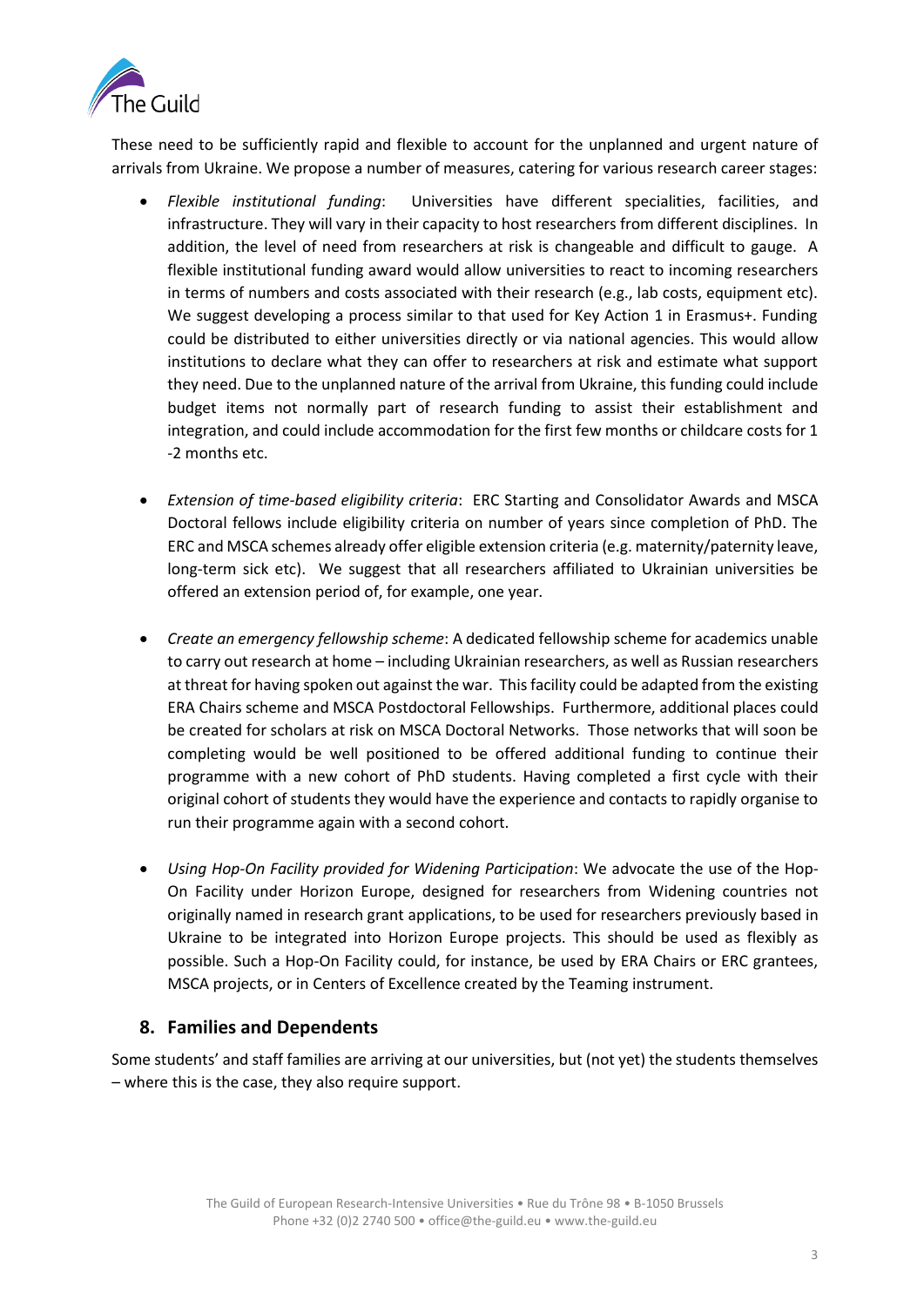These need to be sufficiently rapid and flexible to account for the unplanned and urgent nature of arrivals from Ukraine. We propose a number of measures, catering for various research career stages:

- *Flexible institutional funding*: Universities have different specialities, facilities, and infrastructure. They will vary in their capacity to host researchers from different disciplines. In addition, the level of need from researchers at risk is changeable and difficult to gauge. A flexible institutional funding award would allow universities to react to incoming researchers in terms of numbers and costs associated with their research (e.g., lab costs, equipment etc). We suggest developing a process similar to that used for Key Action 1 in Erasmus+. Funding could be distributed to either universities directly or via national agencies. This would allow institutions to declare what they can offer to researchers at risk and estimate what support they need. Due to the unplanned nature of the arrival from Ukraine, this funding could include budget items not normally part of research funding to assist their establishment and integration, and could include accommodation for the first few months or childcare costs for 1 -2 months etc.

- *Extension of time-based eligibility criteria*: ERC Starting and Consolidator Awards and MSCA Doctoral fellows include eligibility criteria on number of years since completion of PhD. The ERC and MSCA schemes already offer eligible extension criteria (e.g. maternity/paternity leave, long-term sick etc). We suggest that all researchers affiliated to Ukrainian universities be offered an extension period of, for example, one year.

- *Create an emergency fellowship scheme*: A dedicated fellowship scheme for academics unable to carry out research at home – including Ukrainian researchers, as well as Russian researchers at threat for having spoken out against the war. This facility could be adapted from the existing ERA Chairs scheme and MSCA Postdoctoral Fellowships. Furthermore, additional places could be created for scholars at risk on MSCA Doctoral Networks. Those networks that will soon be completing would be well positioned to be offered additional funding to continue their programme with a new cohort of PhD students. Having completed a first cycle with their original cohort of students they would have the experience and contacts to rapidly organise to run their programme again with a second cohort.

- *Using Hop-On Facility provided for Widening Participation*: We advocate the use of the Hop-On Facility under Horizon Europe, designed for researchers from Widening countries not originally named in research grant applications, to be used for researchers previously based in Ukraine to be integrated into Horizon Europe projects. This should be used as flexibly as possible. Such a Hop-On Facility could, for instance, be used by ERA Chairs or ERC grantees, MSCA projects, or in Centers of Excellence created by the Teaming instrument.

## 8. Families and Dependents

Some students' and staff families are arriving at our universities, but (not yet) the students themselves – where this is the case, they also require support.